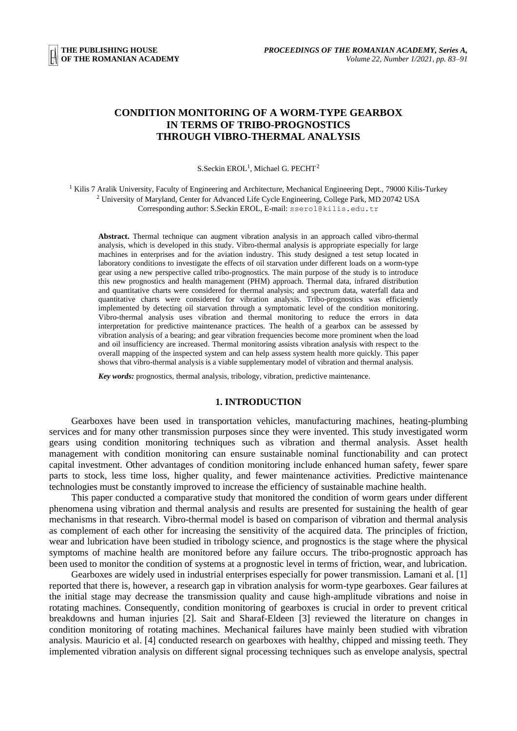# CONDITION MONITORING OF A WORM-TYPE GEARBOX IN TERMS OF TRIBO-PROGNOSTICS THROUGH VIBRO-THERMAL ANALYSIS

S.Seckin EROL[1], Michael G. PECHT[2]

[1] Kilis 7 Aralik University, Faculty of Engineering and Architecture, Mechanical Engineering Dept., 79000 Kilis-Turkey
[2] University of Maryland, Center for Advanced Life Cycle Engineering, College Park, MD 20742 USA
Corresponding author: S.Seckin EROL, E-mail: sserol@kilis.edu.tr

**Abstract.** Thermal technique can augment vibration analysis in an approach called vibro-thermal analysis, which is developed in this study. Vibro-thermal analysis is appropriate especially for large machines in enterprises and for the aviation industry. This study designed a test setup located in laboratory conditions to investigate the effects of oil starvation under different loads on a worm-type gear using a new perspective called tribo-prognostics. The main purpose of the study is to introduce this new prognostics and health management (PHM) approach. Thermal data, infrared distribution and quantitative charts were considered for thermal analysis; and spectrum data, waterfall data and quantitative charts were considered for vibration analysis. Tribo-prognostics was efficiently implemented by detecting oil starvation through a symptomatic level of the condition monitoring. Vibro-thermal analysis uses vibration and thermal monitoring to reduce the errors in data interpretation for predictive maintenance practices. The health of a gearbox can be assessed by vibration analysis of a bearing; and gear vibration frequencies become more prominent when the load and oil insufficiency are increased. Thermal monitoring assists vibration analysis with respect to the overall mapping of the inspected system and can help assess system health more quickly. This paper shows that vibro-thermal analysis is a viable supplementary model of vibration and thermal analysis.

***Key words:*** prognostics, thermal analysis, tribology, vibration, predictive maintenance.

## 1. INTRODUCTION

Gearboxes have been used in transportation vehicles, manufacturing machines, heating-plumbing services and for many other transmission purposes since they were invented. This study investigated worm gears using condition monitoring techniques such as vibration and thermal analysis. Asset health management with condition monitoring can ensure sustainable nominal functionability and can protect capital investment. Other advantages of condition monitoring include enhanced human safety, fewer spare parts to stock, less time loss, higher quality, and fewer maintenance activities. Predictive maintenance technologies must be constantly improved to increase the efficiency of sustainable machine health.

This paper conducted a comparative study that monitored the condition of worm gears under different phenomena using vibration and thermal analysis and results are presented for sustaining the health of gear mechanisms in that research. Vibro-thermal model is based on comparison of vibration and thermal analysis as complement of each other for increasing the sensitivity of the acquired data. The principles of friction, wear and lubrication have been studied in tribology science, and prognostics is the stage where the physical symptoms of machine health are monitored before any failure occurs. The tribo-prognostic approach has been used to monitor the condition of systems at a prognostic level in terms of friction, wear, and lubrication.

Gearboxes are widely used in industrial enterprises especially for power transmission. Lamani et al. [1] reported that there is, however, a research gap in vibration analysis for worm-type gearboxes. Gear failures at the initial stage may decrease the transmission quality and cause high-amplitude vibrations and noise in rotating machines. Consequently, condition monitoring of gearboxes is crucial in order to prevent critical breakdowns and human injuries [2]. Sait and Sharaf-Eldeen [3] reviewed the literature on changes in condition monitoring of rotating machines. Mechanical failures have mainly been studied with vibration analysis. Mauricio et al. [4] conducted research on gearboxes with healthy, chipped and missing teeth. They implemented vibration analysis on different signal processing techniques such as envelope analysis, spectral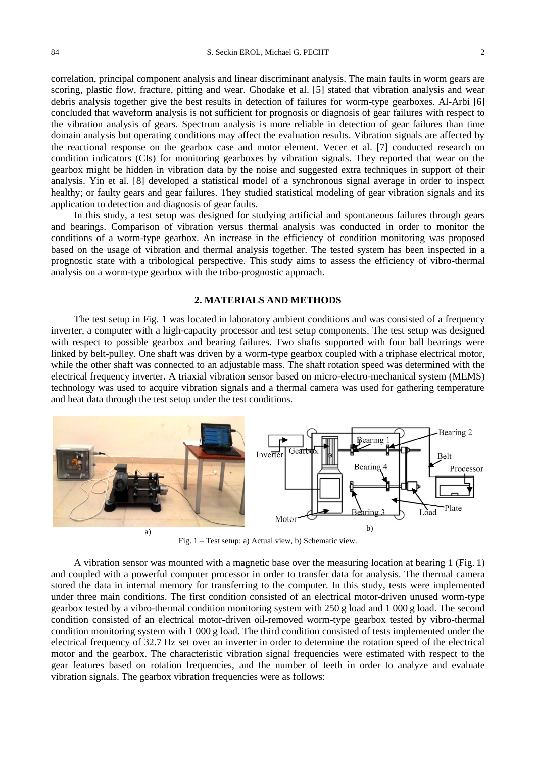correlation, principal component analysis and linear discriminant analysis. The main faults in worm gears are scoring, plastic flow, fracture, pitting and wear. Ghodake et al. [5] stated that vibration analysis and wear debris analysis together give the best results in detection of failures for worm-type gearboxes. Al-Arbi [6] concluded that waveform analysis is not sufficient for prognosis or diagnosis of gear failures with respect to the vibration analysis of gears. Spectrum analysis is more reliable in detection of gear failures than time domain analysis but operating conditions may affect the evaluation results. Vibration signals are affected by the reactional response on the gearbox case and motor element. Vecer et al. [7] conducted research on condition indicators (CIs) for monitoring gearboxes by vibration signals. They reported that wear on the gearbox might be hidden in vibration data by the noise and suggested extra techniques in support of their analysis. Yin et al. [8] developed a statistical model of a synchronous signal average in order to inspect healthy; or faulty gears and gear failures. They studied statistical modeling of gear vibration signals and its application to detection and diagnosis of gear faults.

In this study, a test setup was designed for studying artificial and spontaneous failures through gears and bearings. Comparison of vibration versus thermal analysis was conducted in order to monitor the conditions of a worm-type gearbox. An increase in the efficiency of condition monitoring was proposed based on the usage of vibration and thermal analysis together. The tested system has been inspected in a prognostic state with a tribological perspective. This study aims to assess the efficiency of vibro-thermal analysis on a worm-type gearbox with the tribo-prognostic approach.

## 2. MATERIALS AND METHODS

The test setup in Fig. 1 was located in laboratory ambient conditions and was consisted of a frequency inverter, a computer with a high-capacity processor and test setup components. The test setup was designed with respect to possible gearbox and bearing failures. Two shafts supported with four ball bearings were linked by belt-pulley. One shaft was driven by a worm-type gearbox coupled with a triphase electrical motor, while the other shaft was connected to an adjustable mass. The shaft rotation speed was determined with the electrical frequency inverter. A triaxial vibration sensor based on micro-electro-mechanical system (MEMS) technology was used to acquire vibration signals and a thermal camera was used for gathering temperature and heat data through the test setup under the test conditions.

Fig. 1 – Test setup: a) Actual view, b) Schematic view.

A vibration sensor was mounted with a magnetic base over the measuring location at bearing 1 (Fig. 1) and coupled with a powerful computer processor in order to transfer data for analysis. The thermal camera stored the data in internal memory for transferring to the computer. In this study, tests were implemented under three main conditions. The first condition consisted of an electrical motor-driven unused worm-type gearbox tested by a vibro-thermal condition monitoring system with 250 g load and 1 000 g load. The second condition consisted of an electrical motor-driven oil-removed worm-type gearbox tested by vibro-thermal condition monitoring system with 1 000 g load. The third condition consisted of tests implemented under the electrical frequency of 32.7 Hz set over an inverter in order to determine the rotation speed of the electrical motor and the gearbox. The characteristic vibration signal frequencies were estimated with respect to the gear features based on rotation frequencies, and the number of teeth in order to analyze and evaluate vibration signals. The gearbox vibration frequencies were as follows: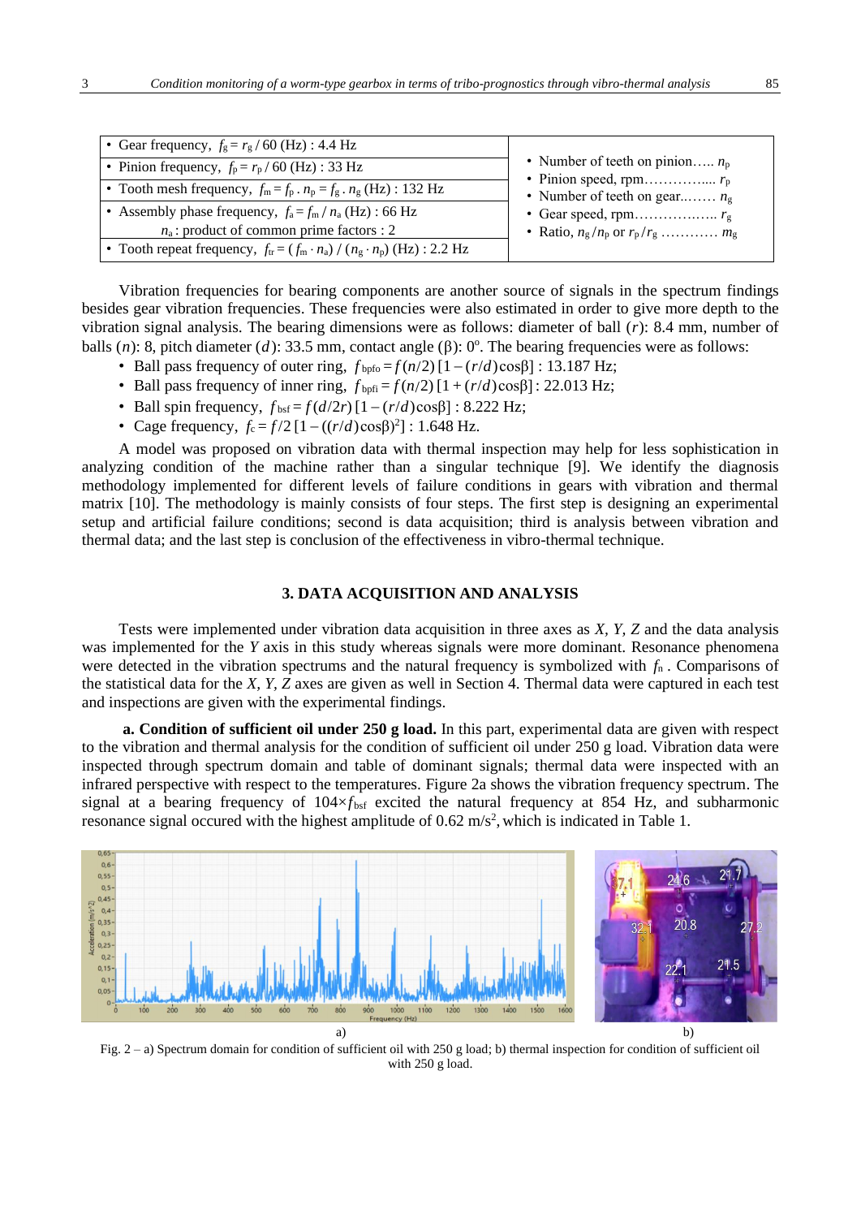| • Gear frequency, $f_g = r_g / 60$ (Hz) : 4.4 Hz | • Number of teeth on pinion….. $n_p$ • Pinion speed, rpm…………..... $r_p$ • Number of teeth on gear..…… $n_g$ • Gear speed, rpm……………..… $r_g$ • Ratio, $n_g / n_p$ or $r_p / r_g$ ………… $m_g$ |
|---|---|
| • Pinion frequency, $f_p = r_p / 60$ (Hz) : 33 Hz | |
| • Tooth mesh frequency, $f_m = f_p \cdot n_p = f_g \cdot n_g$ (Hz) : 132 Hz | |
| • Assembly phase frequency, $f_a = f_m / n_a$ (Hz) : 66 Hz; $n_a$ : product of common prime factors : 2 | |
| • Tooth repeat frequency, $f_{tr} = (f_m \cdot n_a) / (n_g \cdot n_p)$ (Hz) : 2.2 Hz | |

Vibration frequencies for bearing components are another source of signals in the spectrum findings besides gear vibration frequencies. These frequencies were also estimated in order to give more depth to the vibration signal analysis. The bearing dimensions were as follows: diameter of ball ($r$): 8.4 mm, number of balls ($n$): 8, pitch diameter ($d$): 33.5 mm, contact angle ($\beta$): 0°. The bearing frequencies were as follows:

- Ball pass frequency of outer ring, $f_{bpfo} = f(n/2)[1 - (r/d)\cos\beta]$ : 13.187 Hz;
- Ball pass frequency of inner ring, $f_{bpfi} = f(n/2)[1 + (r/d)\cos\beta]$ : 22.013 Hz;
- Ball spin frequency, $f_{bsf} = f(d/2r)[1 - (r/d)\cos\beta]$ : 8.222 Hz;
- Cage frequency, $f_c = f/2\,[1 - ((r/d)\cos\beta)^2]$ : 1.648 Hz.

A model was proposed on vibration data with thermal inspection may help for less sophistication in analyzing condition of the machine rather than a singular technique [9]. We identify the diagnosis methodology implemented for different levels of failure conditions in gears with vibration and thermal matrix [10]. The methodology is mainly consists of four steps. The first step is designing an experimental setup and artificial failure conditions; second is data acquisition; third is analysis between vibration and thermal data; and the last step is conclusion of the effectiveness in vibro-thermal technique.

## 3. DATA ACQUISITION AND ANALYSIS

Tests were implemented under vibration data acquisition in three axes as $X$, $Y$, $Z$ and the data analysis was implemented for the $Y$ axis in this study whereas signals were more dominant. Resonance phenomena were detected in the vibration spectrums and the natural frequency is symbolized with $f_n$ . Comparisons of the statistical data for the $X$, $Y$, $Z$ axes are given as well in Section 4. Thermal data were captured in each test and inspections are given with the experimental findings.

**a. Condition of sufficient oil under 250 g load.** In this part, experimental data are given with respect to the vibration and thermal analysis for the condition of sufficient oil under 250 g load. Vibration data were inspected through spectrum domain and table of dominant signals; thermal data were inspected with an infrared perspective with respect to the temperatures. Figure 2a shows the vibration frequency spectrum. The signal at a bearing frequency of $104 \times f_{bsf}$ excited the natural frequency at 854 Hz, and subharmonic resonance signal occured with the highest amplitude of 0.62 m/s$^2$, which is indicated in Table 1.

Fig. 2 – a) Spectrum domain for condition of sufficient oil with 250 g load; b) thermal inspection for condition of sufficient oil with 250 g load.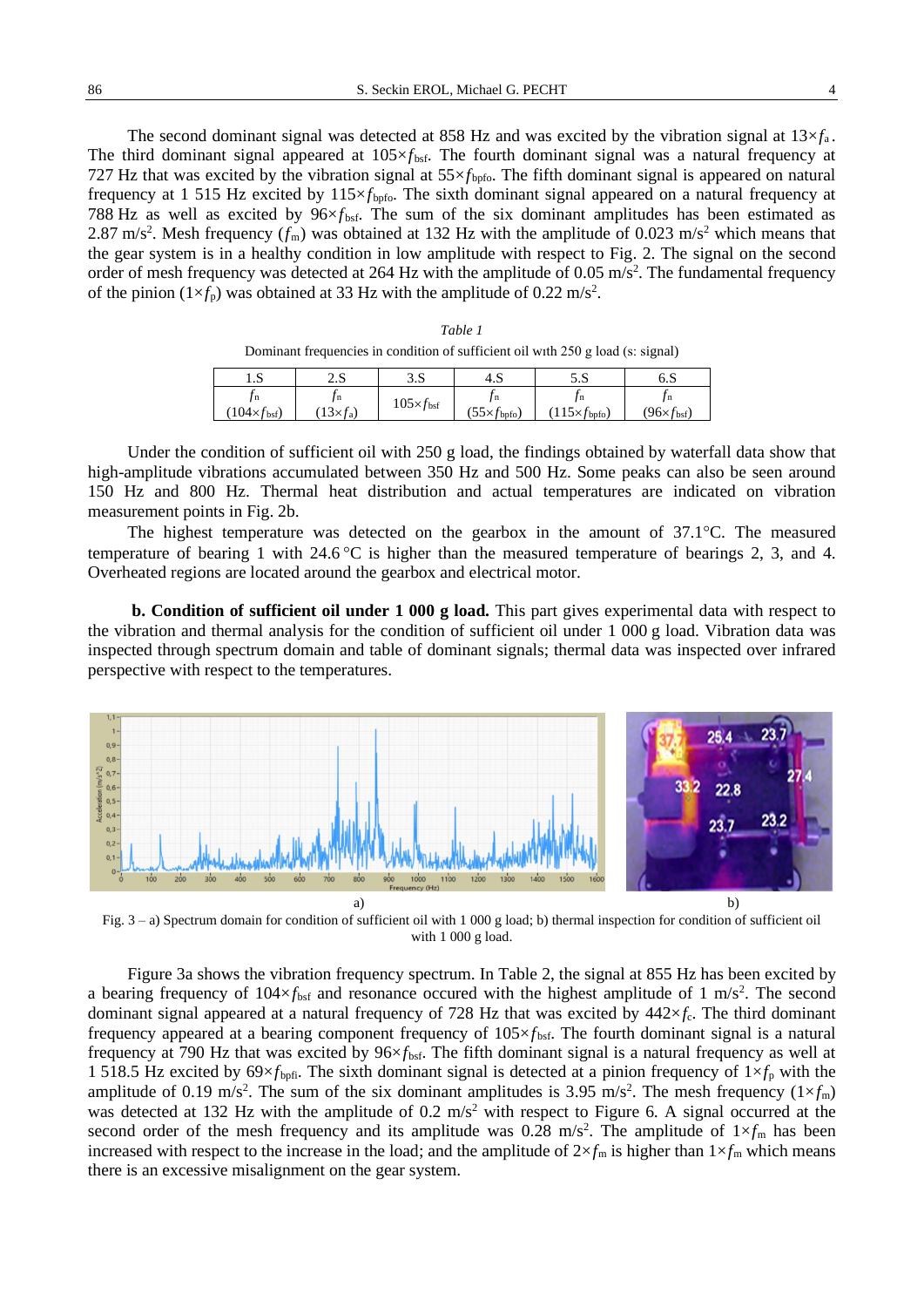The second dominant signal was detected at 858 Hz and was excited by the vibration signal at $13\times f_a$. The third dominant signal appeared at $105\times f_{bsf}$. The fourth dominant signal was a natural frequency at 727 Hz that was excited by the vibration signal at $55\times f_{bpfo}$. The fifth dominant signal is appeared on natural frequency at 1 515 Hz excited by $115\times f_{bpfo}$. The sixth dominant signal appeared on a natural frequency at 788 Hz as well as excited by $96\times f_{bsf}$. The sum of the six dominant amplitudes has been estimated as 2.87 m/s$^2$. Mesh frequency ($f_m$) was obtained at 132 Hz with the amplitude of 0.023 m/s$^2$ which means that the gear system is in a healthy condition in low amplitude with respect to Fig. 2. The signal on the second order of mesh frequency was detected at 264 Hz with the amplitude of 0.05 m/s$^2$. The fundamental frequency of the pinion ($1\times f_p$) was obtained at 33 Hz with the amplitude of 0.22 m/s$^2$.

*Table 1*

Dominant frequencies in condition of sufficient oil with 250 g load (s: signal)

| 1.S | 2.S | 3.S | 4.S | 5.S | 6.S |
|---|---|---|---|---|---|
| $f_n$ ($104\times f_{bsf}$) | $f_n$ ($13\times f_a$) | $105\times f_{bsf}$ | $f_n$ ($55\times f_{bpfo}$) | $f_n$ ($115\times f_{bpfo}$) | $f_n$ ($96\times f_{bsf}$) |

Under the condition of sufficient oil with 250 g load, the findings obtained by waterfall data show that high-amplitude vibrations accumulated between 350 Hz and 500 Hz. Some peaks can also be seen around 150 Hz and 800 Hz. Thermal heat distribution and actual temperatures are indicated on vibration measurement points in Fig. 2b.

The highest temperature was detected on the gearbox in the amount of 37.1°C. The measured temperature of bearing 1 with 24.6 °C is higher than the measured temperature of bearings 2, 3, and 4. Overheated regions are located around the gearbox and electrical motor.

**b. Condition of sufficient oil under 1 000 g load.** This part gives experimental data with respect to the vibration and thermal analysis for the condition of sufficient oil under 1 000 g load. Vibration data was inspected through spectrum domain and table of dominant signals; thermal data was inspected over infrared perspective with respect to the temperatures.

Fig. 3 – a) Spectrum domain for condition of sufficient oil with 1 000 g load; b) thermal inspection for condition of sufficient oil with 1 000 g load.

Figure 3a shows the vibration frequency spectrum. In Table 2, the signal at 855 Hz has been excited by a bearing frequency of $104\times f_{bsf}$ and resonance occured with the highest amplitude of 1 m/s$^2$. The second dominant signal appeared at a natural frequency of 728 Hz that was excited by $442\times f_c$. The third dominant frequency appeared at a bearing component frequency of $105\times f_{bsf}$. The fourth dominant signal is a natural frequency at 790 Hz that was excited by $96\times f_{bsf}$. The fifth dominant signal is a natural frequency as well at 1 518.5 Hz excited by $69\times f_{bpfi}$. The sixth dominant signal is detected at a pinion frequency of $1\times f_p$ with the amplitude of 0.19 m/s$^2$. The sum of the six dominant amplitudes is 3.95 m/s$^2$. The mesh frequency ($1\times f_m$) was detected at 132 Hz with the amplitude of 0.2 m/s$^2$ with respect to Figure 6. A signal occurred at the second order of the mesh frequency and its amplitude was 0.28 m/s$^2$. The amplitude of $1\times f_m$ has been increased with respect to the increase in the load; and the amplitude of $2\times f_m$ is higher than $1\times f_m$ which means there is an excessive misalignment on the gear system.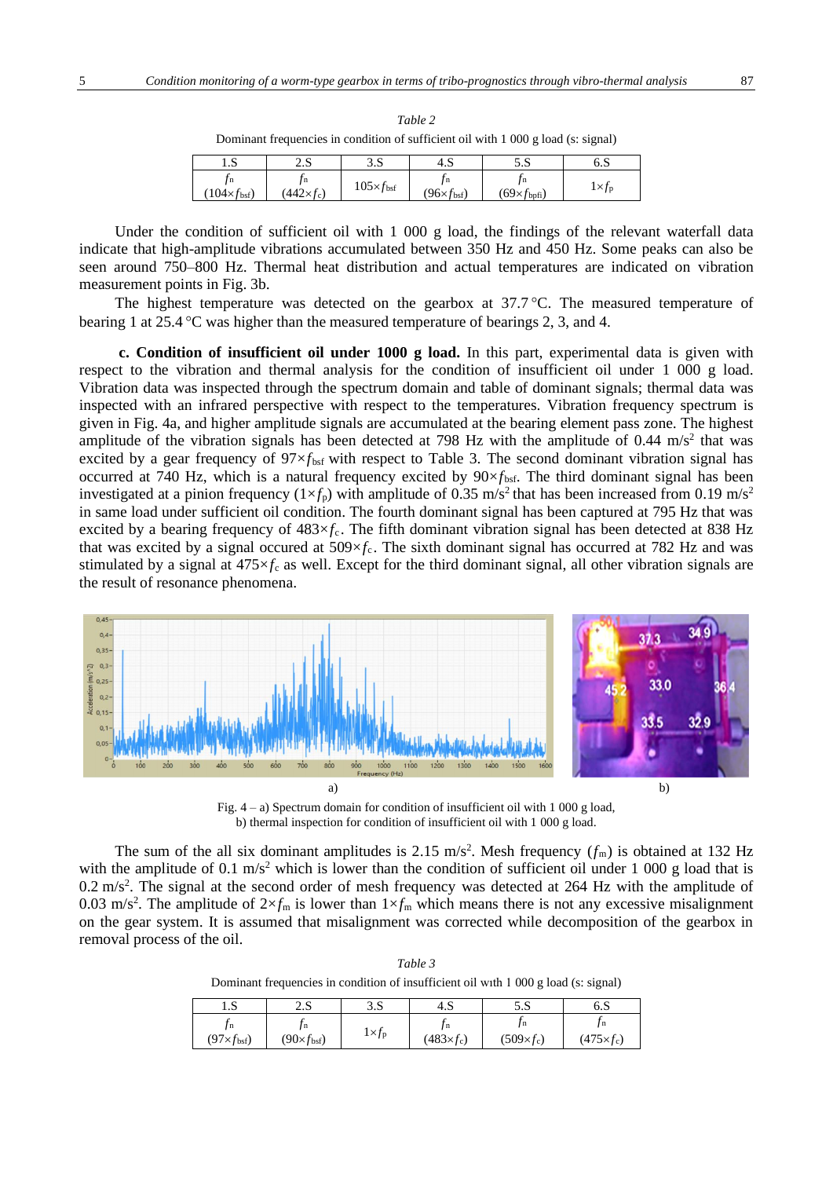*Table 2*

Dominant frequencies in condition of sufficient oil with 1 000 g load (s: signal)

| 1.S | 2.S | 3.S | 4.S | 5.S | 6.S |
|---|---|---|---|---|---|
| $f_n$ ($104\times f_{bsf}$) | $f_n$ ($442\times f_c$) | $105\times f_{bsf}$ | $f_n$ ($96\times f_{bsf}$) | $f_n$ ($69\times f_{bpfi}$) | $1\times f_p$ |

Under the condition of sufficient oil with 1 000 g load, the findings of the relevant waterfall data indicate that high-amplitude vibrations accumulated between 350 Hz and 450 Hz. Some peaks can also be seen around 750–800 Hz. Thermal heat distribution and actual temperatures are indicated on vibration measurement points in Fig. 3b.

The highest temperature was detected on the gearbox at 37.7 °C. The measured temperature of bearing 1 at 25.4 °C was higher than the measured temperature of bearings 2, 3, and 4.

**c. Condition of insufficient oil under 1000 g load.** In this part, experimental data is given with respect to the vibration and thermal analysis for the condition of insufficient oil under 1 000 g load. Vibration data was inspected through the spectrum domain and table of dominant signals; thermal data was inspected with an infrared perspective with respect to the temperatures. Vibration frequency spectrum is given in Fig. 4a, and higher amplitude signals are accumulated at the bearing element pass zone. The highest amplitude of the vibration signals has been detected at 798 Hz with the amplitude of 0.44 m/s$^2$ that was excited by a gear frequency of $97\times f_{bsf}$ with respect to Table 3. The second dominant vibration signal has occurred at 740 Hz, which is a natural frequency excited by $90\times f_{bsf}$. The third dominant signal has been investigated at a pinion frequency ($1\times f_p$) with amplitude of 0.35 m/s$^2$ that has been increased from 0.19 m/s$^2$ in same load under sufficient oil condition. The fourth dominant signal has been captured at 795 Hz that was excited by a bearing frequency of $483\times f_c$. The fifth dominant vibration signal has been detected at 838 Hz that was excited by a signal occured at $509\times f_c$. The sixth dominant signal has occurred at 782 Hz and was stimulated by a signal at $475\times f_c$ as well. Except for the third dominant signal, all other vibration signals are the result of resonance phenomena.

Fig. 4 – a) Spectrum domain for condition of insufficient oil with 1 000 g load, b) thermal inspection for condition of insufficient oil with 1 000 g load.

The sum of the all six dominant amplitudes is 2.15 m/s$^2$. Mesh frequency ($f_m$) is obtained at 132 Hz with the amplitude of 0.1 m/s$^2$ which is lower than the condition of sufficient oil under 1 000 g load that is 0.2 m/s$^2$. The signal at the second order of mesh frequency was detected at 264 Hz with the amplitude of 0.03 m/s$^2$. The amplitude of $2\times f_m$ is lower than $1\times f_m$ which means there is not any excessive misalignment on the gear system. It is assumed that misalignment was corrected while decomposition of the gearbox in removal process of the oil.

*Table 3*

Dominant frequencies in condition of insufficient oil wıth 1 000 g load (s: signal)

| 1.S | 2.S | 3.S | 4.S | 5.S | 6.S |
|---|---|---|---|---|---|
| $f_n$ ($97\times f_{bsf}$) | $f_n$ ($90\times f_{bsf}$) | $1\times f_p$ | $f_n$ ($483\times f_c$) | $f_n$ ($509\times f_c$) | $f_n$ ($475\times f_c$) |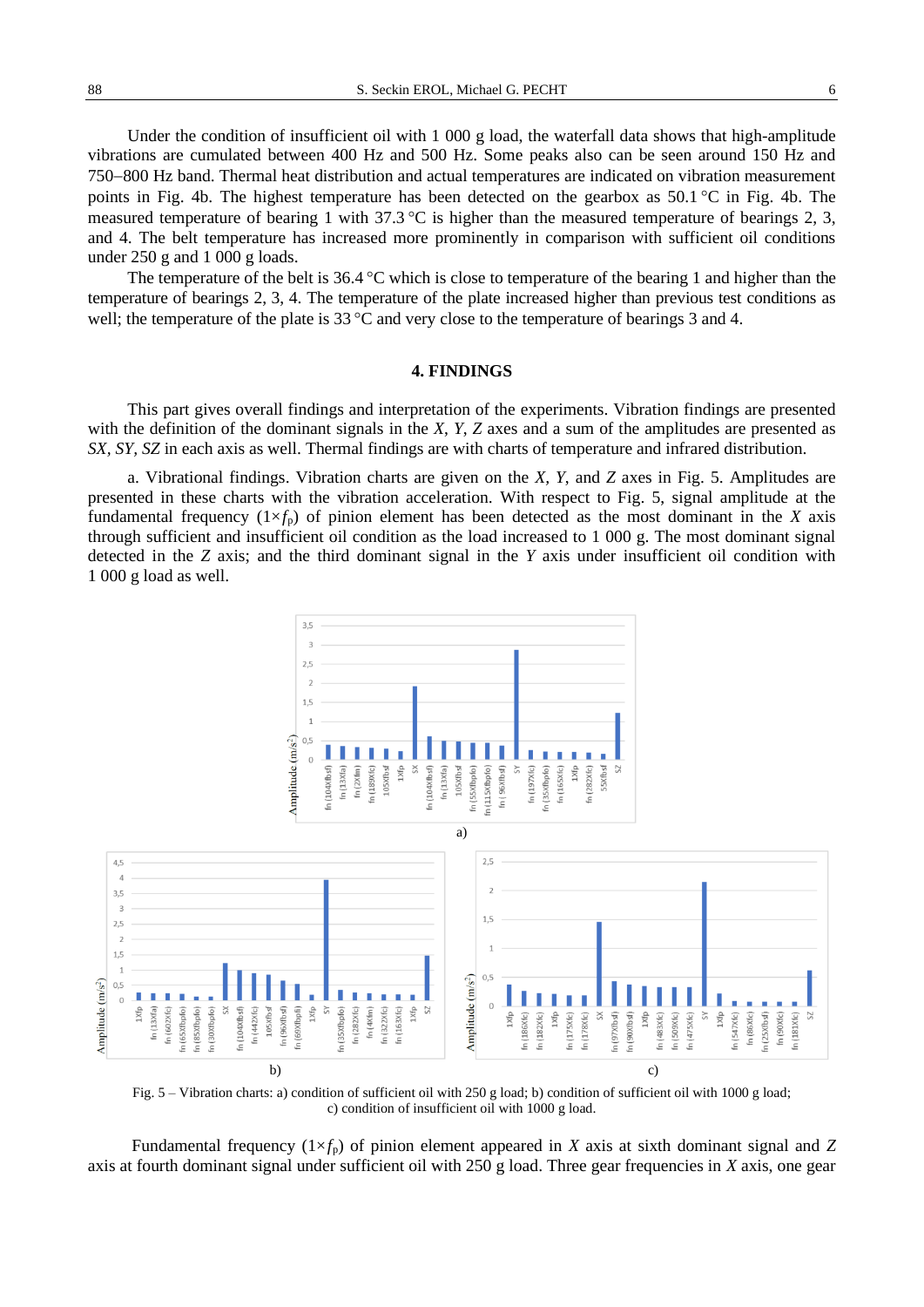Under the condition of insufficient oil with 1 000 g load, the waterfall data shows that high-amplitude vibrations are cumulated between 400 Hz and 500 Hz. Some peaks also can be seen around 150 Hz and 750–800 Hz band. Thermal heat distribution and actual temperatures are indicated on vibration measurement points in Fig. 4b. The highest temperature has been detected on the gearbox as 50.1 °C in Fig. 4b. The measured temperature of bearing 1 with 37.3 °C is higher than the measured temperature of bearings 2, 3, and 4. The belt temperature has increased more prominently in comparison with sufficient oil conditions under 250 g and 1 000 g loads.

The temperature of the belt is 36.4 °C which is close to temperature of the bearing 1 and higher than the temperature of bearings 2, 3, 4. The temperature of the plate increased higher than previous test conditions as well; the temperature of the plate is 33 °C and very close to the temperature of bearings 3 and 4.

## 4. FINDINGS

This part gives overall findings and interpretation of the experiments. Vibration findings are presented with the definition of the dominant signals in the *X*, *Y*, *Z* axes and a sum of the amplitudes are presented as *SX*, *SY*, *SZ* in each axis as well. Thermal findings are with charts of temperature and infrared distribution.

a. Vibrational findings. Vibration charts are given on the *X*, *Y*, and *Z* axes in Fig. 5. Amplitudes are presented in these charts with the vibration acceleration. With respect to Fig. 5, signal amplitude at the fundamental frequency ($1\times f_p$) of pinion element has been detected as the most dominant in the *X* axis through sufficient and insufficient oil condition as the load increased to 1 000 g. The most dominant signal detected in the *Z* axis; and the third dominant signal in the *Y* axis under insufficient oil condition with 1 000 g load as well.

Fig. 5 – Vibration charts: a) condition of sufficient oil with 250 g load; b) condition of sufficient oil with 1000 g load; c) condition of insufficient oil with 1000 g load.

Fundamental frequency ($1\times f_p$) of pinion element appeared in *X* axis at sixth dominant signal and *Z* axis at fourth dominant signal under sufficient oil with 250 g load. Three gear frequencies in *X* axis, one gear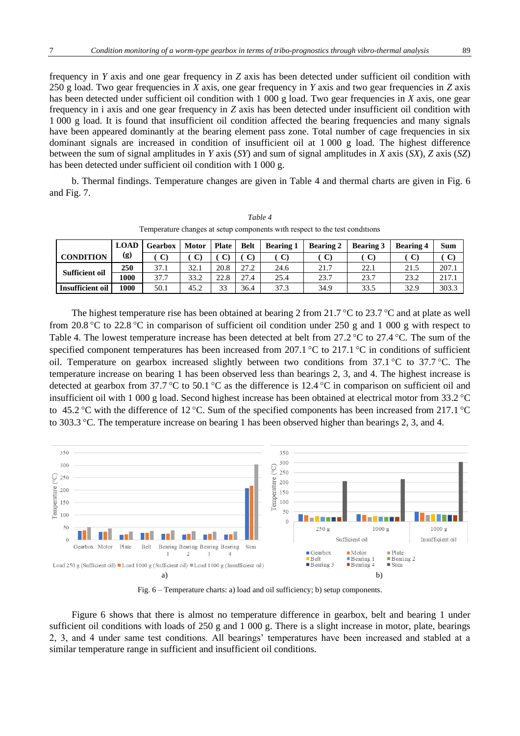frequency in *Y* axis and one gear frequency in *Z* axis has been detected under sufficient oil condition with 250 g load. Two gear frequencies in *X* axis, one gear frequency in *Y* axis and two gear frequencies in *Z* axis has been detected under sufficient oil condition with 1 000 g load. Two gear frequencies in *X* axis, one gear frequency in i axis and one gear frequency in *Z* axis has been detected under insufficient oil condition with 1 000 g load. It is found that insufficient oil condition affected the bearing frequencies and many signals have been appeared dominantly at the bearing element pass zone. Total number of cage frequencies in six dominant signals are increased in condition of insufficient oil at 1 000 g load. The highest difference between the sum of signal amplitudes in *Y* axis (*SY*) and sum of signal amplitudes in *X* axis (*SX*), *Z* axis (*SZ*) has been detected under sufficient oil condition with 1 000 g.

b. Thermal findings. Temperature changes are given in Table 4 and thermal charts are given in Fig. 6 and Fig. 7.

*Table 4*

Temperature changes at setup components wıth respect to the test condıtıons

| CONDITION | LOAD (g) | Gearbox ( C) | Motor ( C) | Plate ( C) | Belt ( C) | Bearing 1 ( C) | Bearing 2 ( C) | Bearing 3 ( C) | Bearing 4 ( C) | Sum ( C) |
|---|---|---|---|---|---|---|---|---|---|---|
| Sufficient oil | 250 | 37.1 | 32.1 | 20.8 | 27.2 | 24.6 | 21.7 | 22.1 | 21.5 | 207.1 |
| | 1000 | 37.7 | 33.2 | 22.8 | 27.4 | 25.4 | 23.7 | 23.7 | 23.2 | 217.1 |
| Insufficient oil | 1000 | 50.1 | 45.2 | 33 | 36.4 | 37.3 | 34.9 | 33.5 | 32.9 | 303.3 |

The highest temperature rise has been obtained at bearing 2 from 21.7 °C to 23.7 °C and at plate as well from 20.8 °C to 22.8 °C in comparison of sufficient oil condition under 250 g and 1 000 g with respect to Table 4. The lowest temperature increase has been detected at belt from 27.2 °C to 27.4 °C. The sum of the specified component temperatures has been increased from 207.1 °C to 217.1 °C in conditions of sufficient oil. Temperature on gearbox increased slightly between two conditions from 37.1 °C to 37.7 °C. The temperature increase on bearing 1 has been observed less than bearings 2, 3, and 4. The highest increase is detected at gearbox from 37.7 °C to 50.1 °C as the difference is 12.4 °C in comparison on sufficient oil and insufficient oil with 1 000 g load. Second highest increase has been obtained at electrical motor from 33.2 °C to 45.2 °C with the difference of 12 °C. Sum of the specified components has been increased from 217.1 °C to 303.3 °C. The temperature increase on bearing 1 has been observed higher than bearings 2, 3, and 4.

Fig. 6 – Temperature charts: a) load and oil sufficiency; b) setup components.

Figure 6 shows that there is almost no temperature difference in gearbox, belt and bearing 1 under sufficient oil conditions with loads of 250 g and 1 000 g. There is a slight increase in motor, plate, bearings 2, 3, and 4 under same test conditions. All bearings' temperatures have been increased and stabled at a similar temperature range in sufficient and insufficient oil conditions.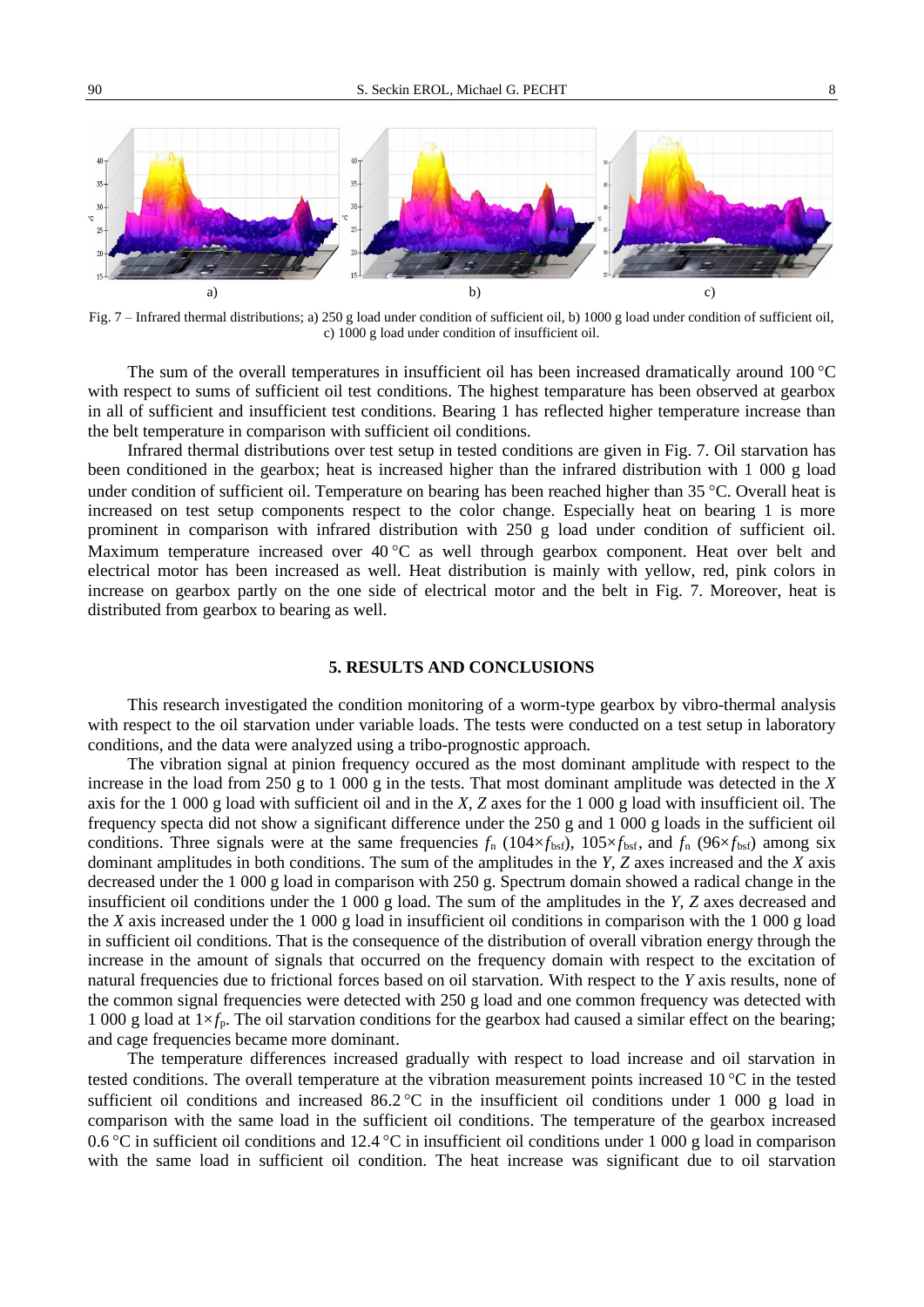Fig. 7 – Infrared thermal distributions; a) 250 g load under condition of sufficient oil, b) 1000 g load under condition of sufficient oil, c) 1000 g load under condition of insufficient oil.

The sum of the overall temperatures in insufficient oil has been increased dramatically around 100 °C with respect to sums of sufficient oil test conditions. The highest temparature has been observed at gearbox in all of sufficient and insufficient test conditions. Bearing 1 has reflected higher temperature increase than the belt temperature in comparison with sufficient oil conditions.

Infrared thermal distributions over test setup in tested conditions are given in Fig. 7. Oil starvation has been conditioned in the gearbox; heat is increased higher than the infrared distribution with 1 000 g load under condition of sufficient oil. Temperature on bearing has been reached higher than 35 °C. Overall heat is increased on test setup components respect to the color change. Especially heat on bearing 1 is more prominent in comparison with infrared distribution with 250 g load under condition of sufficient oil. Maximum temperature increased over 40 °C as well through gearbox component. Heat over belt and electrical motor has been increased as well. Heat distribution is mainly with yellow, red, pink colors in increase on gearbox partly on the one side of electrical motor and the belt in Fig. 7. Moreover, heat is distributed from gearbox to bearing as well.

## 5. RESULTS AND CONCLUSIONS

This research investigated the condition monitoring of a worm-type gearbox by vibro-thermal analysis with respect to the oil starvation under variable loads. The tests were conducted on a test setup in laboratory conditions, and the data were analyzed using a tribo-prognostic approach.

The vibration signal at pinion frequency occured as the most dominant amplitude with respect to the increase in the load from 250 g to 1 000 g in the tests. That most dominant amplitude was detected in the *X* axis for the 1 000 g load with sufficient oil and in the *X, Z* axes for the 1 000 g load with insufficient oil. The frequency specta did not show a significant difference under the 250 g and 1 000 g loads in the sufficient oil conditions. Three signals were at the same frequencies $f_n$ ($104\times f_{bsf}$), $105\times f_{bsf}$, and $f_n$ ($96\times f_{bsf}$) among six dominant amplitudes in both conditions. The sum of the amplitudes in the *Y, Z* axes increased and the *X* axis decreased under the 1 000 g load in comparison with 250 g. Spectrum domain showed a radical change in the insufficient oil conditions under the 1 000 g load. The sum of the amplitudes in the *Y, Z* axes decreased and the *X* axis increased under the 1 000 g load in insufficient oil conditions in comparison with the 1 000 g load in sufficient oil conditions. That is the consequence of the distribution of overall vibration energy through the increase in the amount of signals that occurred on the frequency domain with respect to the excitation of natural frequencies due to frictional forces based on oil starvation. With respect to the *Y* axis results, none of the common signal frequencies were detected with 250 g load and one common frequency was detected with 1 000 g load at $1\times f_p$. The oil starvation conditions for the gearbox had caused a similar effect on the bearing; and cage frequencies became more dominant.

The temperature differences increased gradually with respect to load increase and oil starvation in tested conditions. The overall temperature at the vibration measurement points increased 10 °C in the tested sufficient oil conditions and increased 86.2 °C in the insufficient oil conditions under 1 000 g load in comparison with the same load in the sufficient oil conditions. The temperature of the gearbox increased 0.6 °C in sufficient oil conditions and 12.4 °C in insufficient oil conditions under 1 000 g load in comparison with the same load in sufficient oil condition. The heat increase was significant due to oil starvation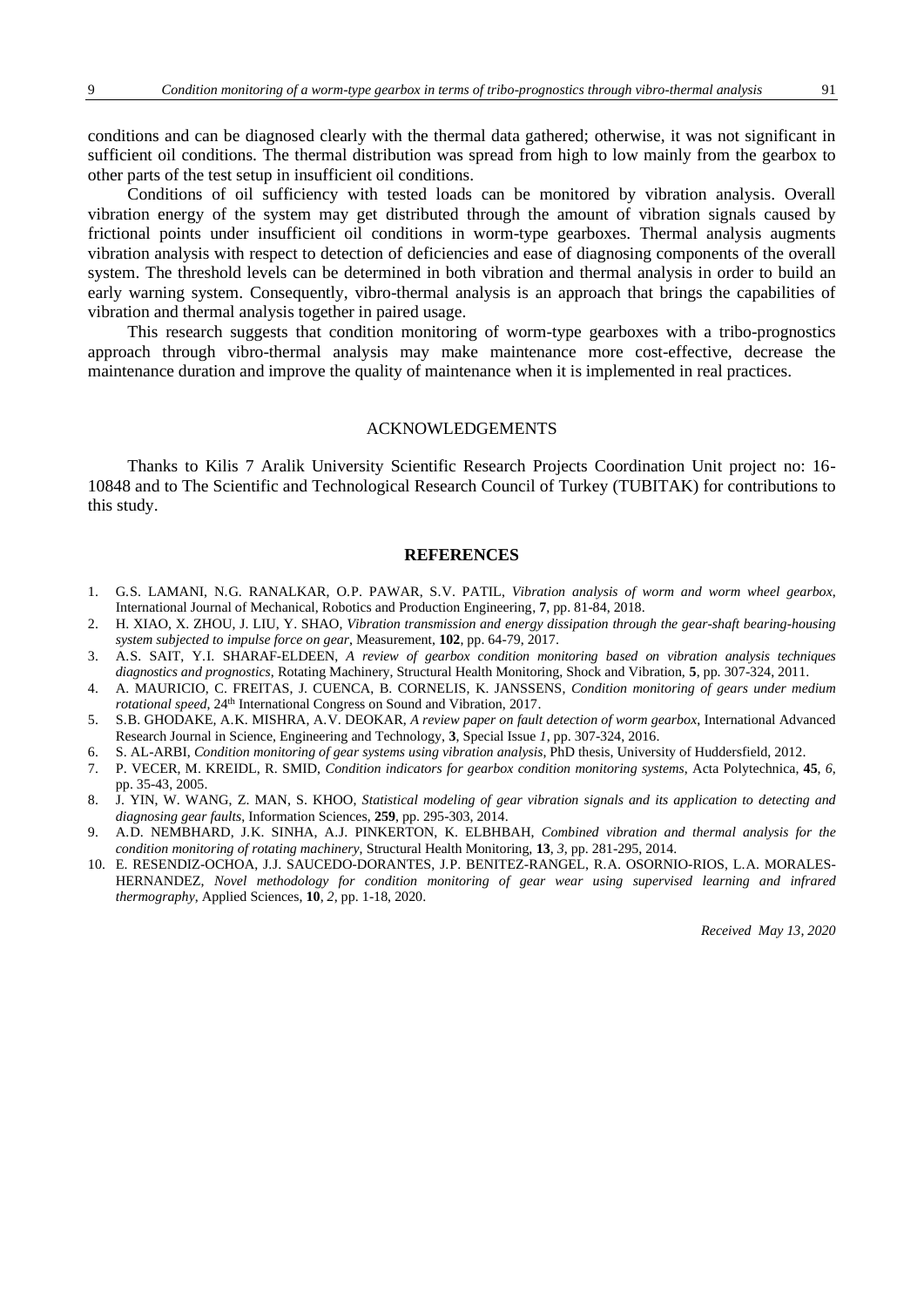conditions and can be diagnosed clearly with the thermal data gathered; otherwise, it was not significant in sufficient oil conditions. The thermal distribution was spread from high to low mainly from the gearbox to other parts of the test setup in insufficient oil conditions.

Conditions of oil sufficiency with tested loads can be monitored by vibration analysis. Overall vibration energy of the system may get distributed through the amount of vibration signals caused by frictional points under insufficient oil conditions in worm-type gearboxes. Thermal analysis augments vibration analysis with respect to detection of deficiencies and ease of diagnosing components of the overall system. The threshold levels can be determined in both vibration and thermal analysis in order to build an early warning system. Consequently, vibro-thermal analysis is an approach that brings the capabilities of vibration and thermal analysis together in paired usage.

This research suggests that condition monitoring of worm-type gearboxes with a tribo-prognostics approach through vibro-thermal analysis may make maintenance more cost-effective, decrease the maintenance duration and improve the quality of maintenance when it is implemented in real practices.

## ACKNOWLEDGEMENTS

Thanks to Kilis 7 Aralik University Scientific Research Projects Coordination Unit project no: 16-10848 and to The Scientific and Technological Research Council of Turkey (TUBITAK) for contributions to this study.

## REFERENCES

1. G.S. LAMANI, N.G. RANALKAR, O.P. PAWAR, S.V. PATIL, *Vibration analysis of worm and worm wheel gearbox*, International Journal of Mechanical, Robotics and Production Engineering, **7**, pp. 81-84, 2018.
2. H. XIAO, X. ZHOU, J. LIU, Y. SHAO, *Vibration transmission and energy dissipation through the gear-shaft bearing-housing system subjected to impulse force on gear*, Measurement, **102**, pp. 64-79, 2017.
3. A.S. SAIT, Y.I. SHARAF-ELDEEN, *A review of gearbox condition monitoring based on vibration analysis techniques diagnostics and prognostics*, Rotating Machinery, Structural Health Monitoring, Shock and Vibration, **5**, pp. 307-324, 2011.
4. A. MAURICIO, C. FREITAS, J. CUENCA, B. CORNELIS, K. JANSSENS, *Condition monitoring of gears under medium rotational speed*, 24th International Congress on Sound and Vibration, 2017.
5. S.B. GHODAKE, A.K. MISHRA, A.V. DEOKAR, *A review paper on fault detection of worm gearbox*, International Advanced Research Journal in Science, Engineering and Technology, **3**, Special Issue *1*, pp. 307-324, 2016.
6. S. AL-ARBI, *Condition monitoring of gear systems using vibration analysis*, PhD thesis, University of Huddersfield, 2012.
7. P. VECER, M. KREIDL, R. SMID, *Condition indicators for gearbox condition monitoring systems*, Acta Polytechnica, **45**, *6*, pp. 35-43, 2005.
8. J. YIN, W. WANG, Z. MAN, S. KHOO, *Statistical modeling of gear vibration signals and its application to detecting and diagnosing gear faults*, Information Sciences, **259**, pp. 295-303, 2014.
9. A.D. NEMBHARD, J.K. SINHA, A.J. PINKERTON, K. ELBHBAH, *Combined vibration and thermal analysis for the condition monitoring of rotating machinery*, Structural Health Monitoring, **13**, *3*, pp. 281-295, 2014.
10. E. RESENDIZ-OCHOA, J.J. SAUCEDO-DORANTES, J.P. BENITEZ-RANGEL, R.A. OSORNIO-RIOS, L.A. MORALES-HERNANDEZ, *Novel methodology for condition monitoring of gear wear using supervised learning and infrared thermography*, Applied Sciences, **10**, *2*, pp. 1-18, 2020.

*Received May 13, 2020*